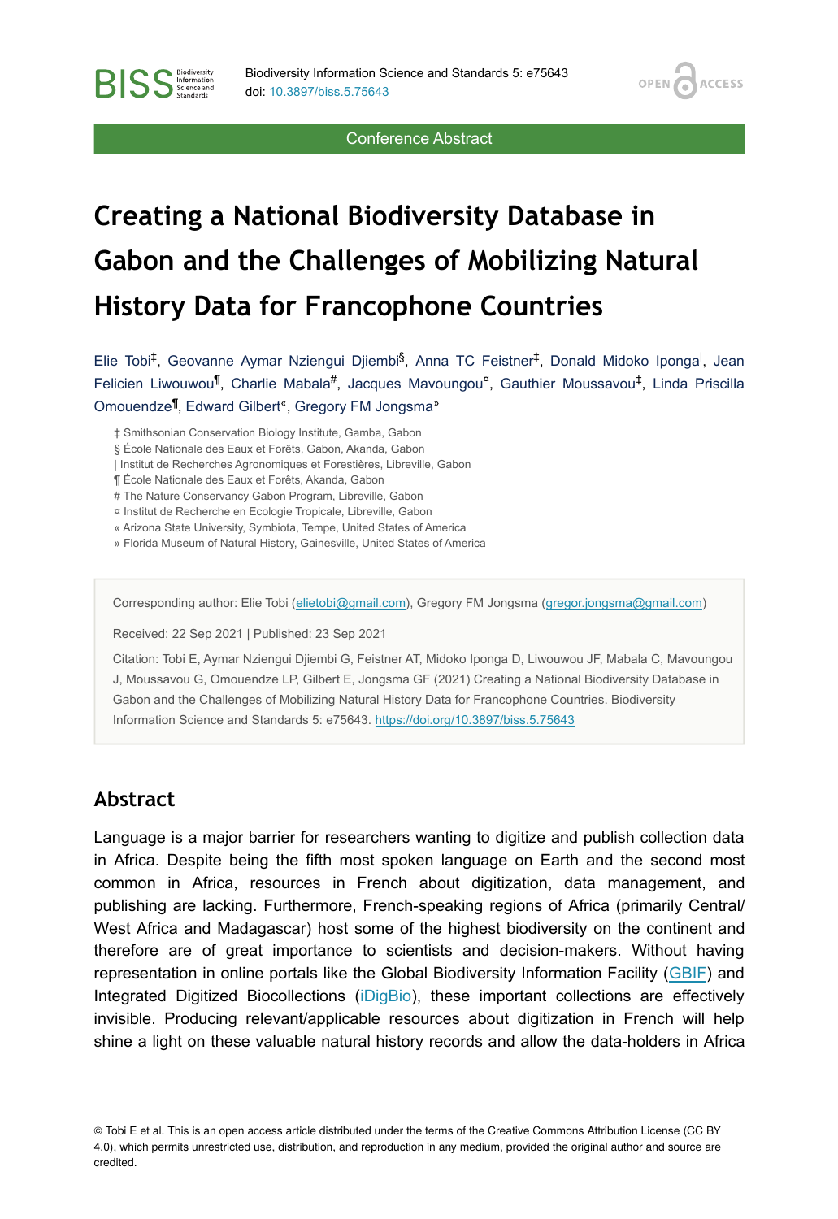Conference Abstract

# Creating a National Biodiversity Database in Gabon and the Challenges of Mobilizing Natural History Data for Francophone Countries

Elie Tobi[‡], Geovanne Aymar Nziengui Djiembi[§], Anna TC Feistner[‡], Donald Midoko Iponga[|], Jean Felicien Liwouwou[¶], Charlie Mabala[#], Jacques Mavoungou[¤], Gauthier Moussavou[‡], Linda Priscilla Omouendze[¶], Edward Gilbert[«], Gregory FM Jongsma[»]

‡ Smithsonian Conservation Biology Institute, Gamba, Gabon
§ École Nationale des Eaux et Forêts, Gabon, Akanda, Gabon
| Institut de Recherches Agronomiques et Forestières, Libreville, Gabon
¶ École Nationale des Eaux et Forêts, Akanda, Gabon
# The Nature Conservancy Gabon Program, Libreville, Gabon
¤ Institut de Recherche en Ecologie Tropicale, Libreville, Gabon
« Arizona State University, Symbiota, Tempe, United States of America
» Florida Museum of Natural History, Gainesville, United States of America

Corresponding author: Elie Tobi (elietobi@gmail.com), Gregory FM Jongsma (gregor.jongsma@gmail.com)

Received: 22 Sep 2021 | Published: 23 Sep 2021

Citation: Tobi E, Aymar Nziengui Djiembi G, Feistner AT, Midoko Iponga D, Liwouwou JF, Mabala C, Mavoungou J, Moussavou G, Omouendze LP, Gilbert E, Jongsma GF (2021) Creating a National Biodiversity Database in Gabon and the Challenges of Mobilizing Natural History Data for Francophone Countries. Biodiversity Information Science and Standards 5: e75643. https://doi.org/10.3897/biss.5.75643

## Abstract

Language is a major barrier for researchers wanting to digitize and publish collection data in Africa. Despite being the fifth most spoken language on Earth and the second most common in Africa, resources in French about digitization, data management, and publishing are lacking. Furthermore, French-speaking regions of Africa (primarily Central/West Africa and Madagascar) host some of the highest biodiversity on the continent and therefore are of great importance to scientists and decision-makers. Without having representation in online portals like the Global Biodiversity Information Facility (GBIF) and Integrated Digitized Biocollections (iDigBio), these important collections are effectively invisible. Producing relevant/applicable resources about digitization in French will help shine a light on these valuable natural history records and allow the data-holders in Africa

© Tobi E et al. This is an open access article distributed under the terms of the Creative Commons Attribution License (CC BY 4.0), which permits unrestricted use, distribution, and reproduction in any medium, provided the original author and source are credited.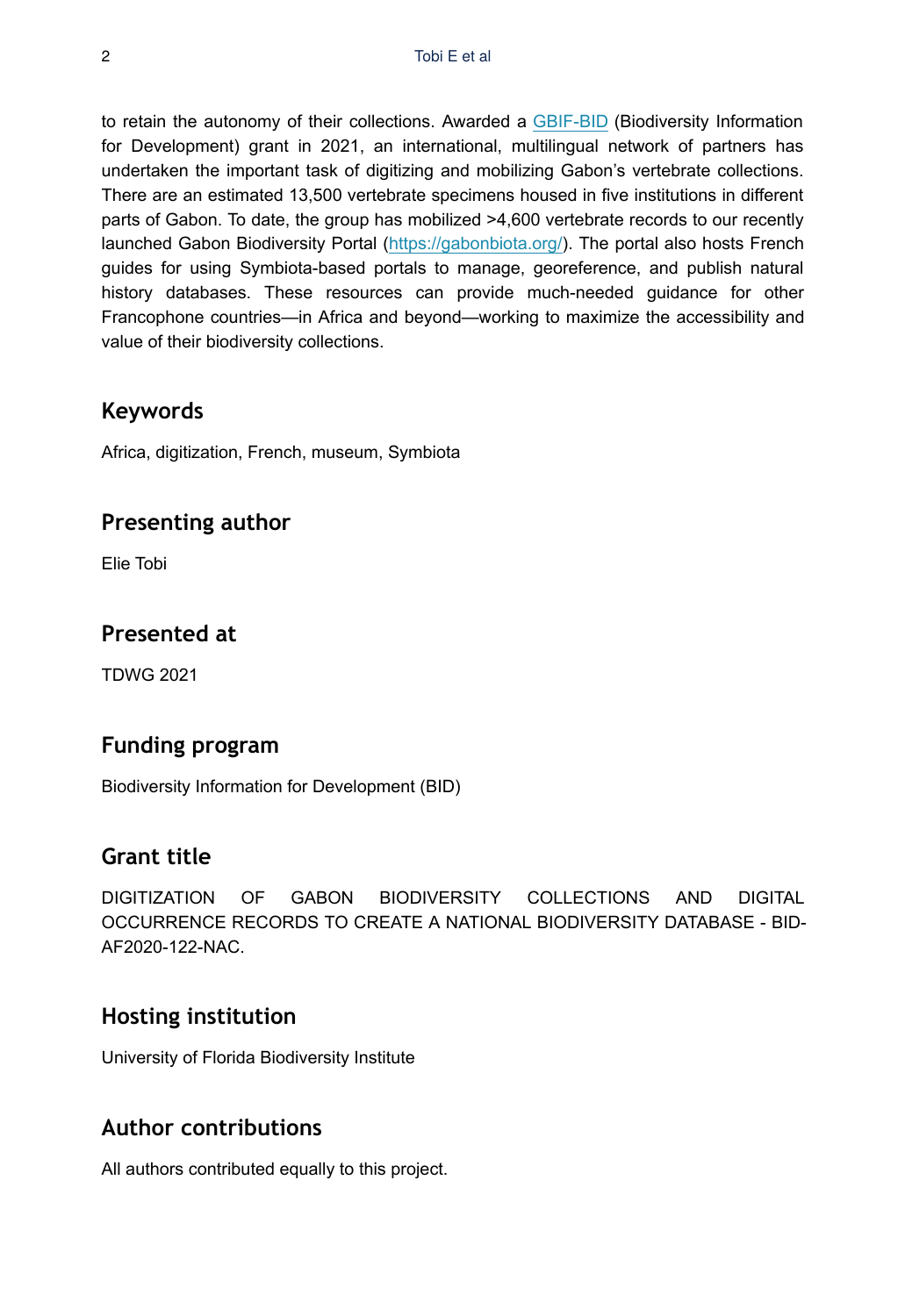to retain the autonomy of their collections. Awarded a [GBIF-BID](https://www.gbif.org/programme/82243/bid-biodiversity-information-for-development) (Biodiversity Information for Development) grant in 2021, an international, multilingual network of partners has undertaken the important task of digitizing and mobilizing Gabon's vertebrate collections. There are an estimated 13,500 vertebrate specimens housed in five institutions in different parts of Gabon. To date, the group has mobilized >4,600 vertebrate records to our recently launched Gabon Biodiversity Portal (https://gabonbiota.org/). The portal also hosts French guides for using Symbiota-based portals to manage, georeference, and publish natural history databases. These resources can provide much-needed guidance for other Francophone countries—in Africa and beyond—working to maximize the accessibility and value of their biodiversity collections.

## Keywords

Africa, digitization, French, museum, Symbiota

## Presenting author

Elie Tobi

## Presented at

TDWG 2021

## Funding program

Biodiversity Information for Development (BID)

## Grant title

DIGITIZATION OF GABON BIODIVERSITY COLLECTIONS AND DIGITAL OCCURRENCE RECORDS TO CREATE A NATIONAL BIODIVERSITY DATABASE - BID-AF2020-122-NAC.

## Hosting institution

University of Florida Biodiversity Institute

## Author contributions

All authors contributed equally to this project.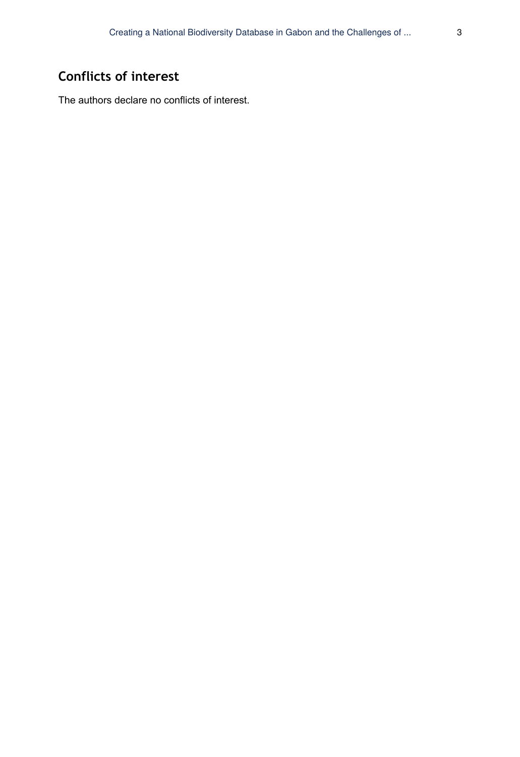## Conflicts of interest

The authors declare no conflicts of interest.